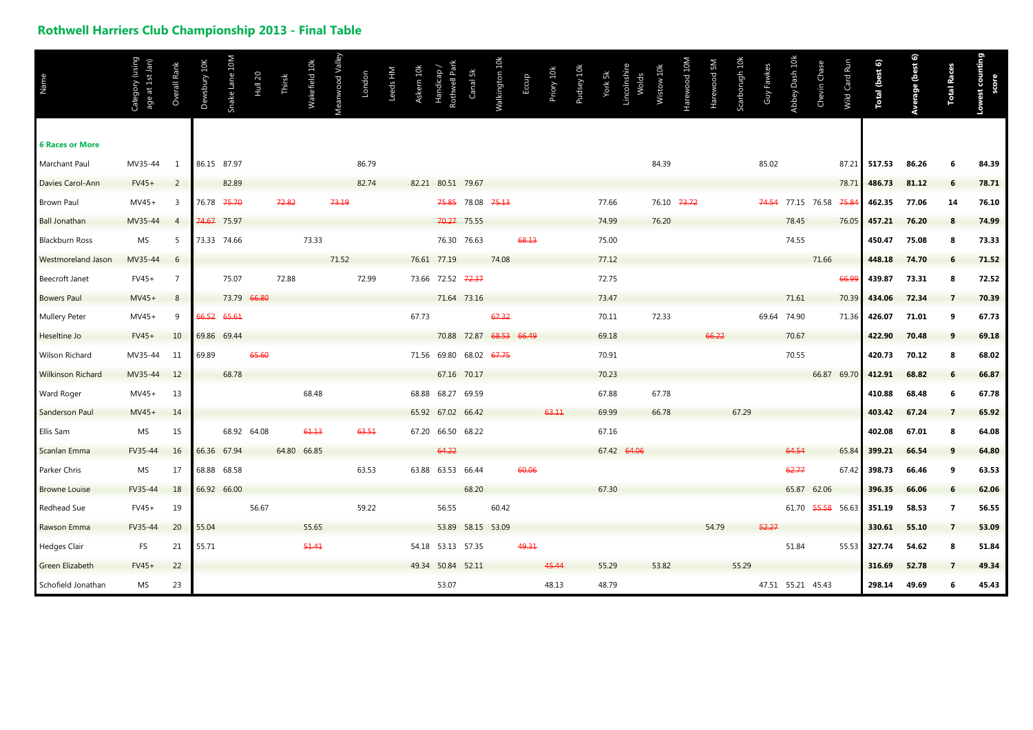## Rothwell Harriers Club Championship 2013 - Final Table

| Name | Category (using age at 1st Jan) | Overall Rank | Dewsbury 10K | Snake Lane 10M | Hull 20 | Thirsk | Wakefield 10k | Meanwood Valley | London | Leeds HM | Askern 10k | Handicap / Rothwell Park | Canal 5k | Walkington 10k | Eccup | Priory 10k | Pudsey 10k | York 5k | Lincolnshire Wolds | Wistow 10k | Harewood 10M | Harewood 5M | Scarborugh 10k | Guy Fawkes | Abbey Dash 10k | Chevin Chase | Wild Card Run | Total (best 6) | Average (best 6) | Total Races | Lowest counting score |
|---|---|---|---|---|---|---|---|---|---|---|---|---|---|---|---|---|---|---|---|---|---|---|---|---|---|---|---|---|---|---|---|
| **6 Races or More** | | | | | | | | | | | | | | | | | | | | | | | | | | | | | | | |
| Marchant Paul | MV35-44 | 1 | 86.15 | 87.97 | | | | | 86.79 | | | | | | | | | | | 84.39 | | | | 85.02 | | | 87.21 | **517.53** | **86.26** | **6** | **84.39** |
| Davies Carol-Ann | FV45+ | 2 | | 82.89 | | | | | 82.74 | | 82.21 | 80.51 | 79.67 | | | | | | | | | | | | | | 78.71 | **486.73** | **81.12** | **6** | **78.71** |
| Brown Paul | MV45+ | 3 | 76.78 | ~~75.70~~ | | ~~72.82~~ | | ~~73.19~~ | | | | ~~75.85~~ | 78.08 | ~~75.13~~ | | | | 77.66 | | 76.10 | ~~73.72~~ | | | ~~74.54~~ | 77.15 | 76.58 | ~~75.84~~ | **462.35** | **77.06** | **14** | **76.10** |
| Ball Jonathan | MV35-44 | 4 | ~~74.67~~ | 75.97 | | | | | | | | ~~70.27~~ | 75.55 | | | | | 74.99 | | 76.20 | | | | | 78.45 | | 76.05 | **457.21** | **76.20** | **8** | **74.99** |
| Blackburn Ross | MS | 5 | 73.33 | 74.66 | | | 73.33 | | | | | 76.30 | 76.63 | | ~~68.13~~ | | | 75.00 | | | | | | | 74.55 | | | **450.47** | **75.08** | **8** | **73.33** |
| Westmoreland Jason | MV35-44 | 6 | | | | | | 71.52 | | | 76.61 | 77.19 | | 74.08 | | | | 77.12 | | | | | | | | 71.66 | | **448.18** | **74.70** | **6** | **71.52** |
| Beecroft Janet | FV45+ | 7 | | 75.07 | | 72.88 | | | 72.99 | | 73.66 | 72.52 | ~~72.37~~ | | | | | 72.75 | | | | | | | | | ~~66.99~~ | **439.87** | **73.31** | **8** | **72.52** |
| Bowers Paul | MV45+ | 8 | | 73.79 | ~~66.80~~ | | | | | | | 71.64 | 73.16 | | | | | 73.47 | | | | | | | 71.61 | | 70.39 | **434.06** | **72.34** | **7** | **70.39** |
| Mullery Peter | MV45+ | 9 | ~~66.52~~ | ~~65.61~~ | | | | | | | 67.73 | | | ~~67.32~~ | | | | 70.11 | | 72.33 | | | | 69.64 | 74.90 | | 71.36 | **426.07** | **71.01** | **9** | **67.73** |
| Heseltine Jo | FV45+ | 10 | 69.86 | 69.44 | | | | | | | | 70.88 | 72.87 | ~~68.53~~ | ~~66.49~~ | | | 69.18 | | | | ~~66.22~~ | | | 70.67 | | | **422.90** | **70.48** | **9** | **69.18** |
| Wilson Richard | MV35-44 | 11 | 69.89 | | ~~65.60~~ | | | | | | 71.56 | 69.80 | 68.02 | ~~67.75~~ | | | | 70.91 | | | | | | | 70.55 | | | **420.73** | **70.12** | **8** | **68.02** |
| Wilkinson Richard | MV35-44 | 12 | | 68.78 | | | | | | | | 67.16 | 70.17 | | | | | 70.23 | | | | | | | | 66.87 | 69.70 | **412.91** | **68.82** | **6** | **66.87** |
| Ward Roger | MV45+ | 13 | | | | | 68.48 | | | | 68.88 | 68.27 | 69.59 | | | | | 67.88 | | 67.78 | | | | | | | | **410.88** | **68.48** | **6** | **67.78** |
| Sanderson Paul | MV45+ | 14 | | | | | | | | | 65.92 | 67.02 | 66.42 | | | ~~63.11~~ | | 69.99 | | 66.78 | | | 67.29 | | | | | **403.42** | **67.24** | **7** | **65.92** |
| Ellis Sam | MS | 15 | | 68.92 | 64.08 | | ~~61.13~~ | | ~~63.51~~ | | 67.20 | 66.50 | 68.22 | | | | | 67.16 | | | | | | | | | | **402.08** | **67.01** | **8** | **64.08** |
| Scanlan Emma | FV35-44 | 16 | 66.36 | 67.94 | | 64.80 | 66.85 | | | | | ~~64.22~~ | | | | | | 67.42 | ~~64.06~~ | | | | | | ~~64.54~~ | | 65.84 | **399.21** | **66.54** | **9** | **64.80** |
| Parker Chris | MS | 17 | 68.88 | 68.58 | | | | | 63.53 | | 63.88 | 63.53 | 66.44 | | ~~60.06~~ | | | | | | | | | | ~~62.77~~ | | 67.42 | **398.73** | **66.46** | **9** | **63.53** |
| Browne Louise | FV35-44 | 18 | 66.92 | 66.00 | | | | | | | | | 68.20 | | | | | 67.30 | | | | | | | 65.87 | 62.06 | | **396.35** | **66.06** | **6** | **62.06** |
| Redhead Sue | FV45+ | 19 | | | 56.67 | | | | 59.22 | | | 56.55 | | 60.42 | | | | | | | | | | | 61.70 | ~~55.58~~ | 56.63 | **351.19** | **58.53** | **7** | **56.55** |
| Rawson Emma | FV35-44 | 20 | 55.04 | | | | 55.65 | | | | | 53.89 | 58.15 | 53.09 | | | | | | | | 54.79 | | ~~52.27~~ | | | | **330.61** | **55.10** | **7** | **53.09** |
| Hedges Clair | FS | 21 | 55.71 | | | | ~~51.41~~ | | | | 54.18 | 53.13 | 57.35 | | ~~49.31~~ | | | | | | | | | | 51.84 | | 55.53 | **327.74** | **54.62** | **8** | **51.84** |
| Green Elizabeth | FV45+ | 22 | | | | | | | | | 49.34 | 50.84 | 52.11 | | | ~~45.44~~ | | 55.29 | | 53.82 | | | 55.29 | | | | | **316.69** | **52.78** | **7** | **49.34** |
| Schofield Jonathan | MS | 23 | | | | | | | | | | 53.07 | | | | 48.13 | | 48.79 | | | | | | 47.51 | 55.21 | 45.43 | | **298.14** | **49.69** | **6** | **45.43** |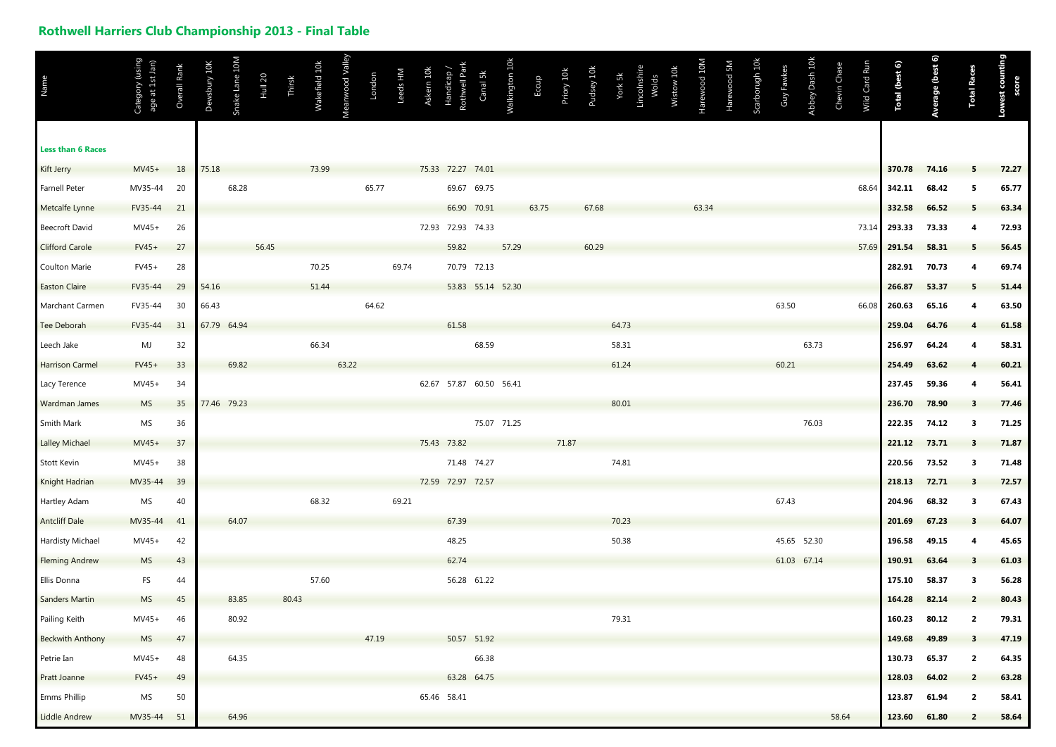## Rothwell Harriers Club Championship 2013 - Final Table

| Name | Category (using age at 1st Jan) | Overall Rank | Dewsbury 10K | Snake Lane 10M | Hull 20 | Thirsk | Wakefield 10k | Meanwood Valley | London | Leeds HM | Askern 10k | Handicap / Rothwell Park | Canal 5k | Walkington 10k | Eccup | Priory 10k | Pudsey 10k | York 5k | Lincolnshire Wolds | Wistow 10k | Harewood 10M | Harewood 5M | Scarborugh 10k | Guy Fawkes | Abbey Dash 10k | Chevin Chase | Wild Card Run | **Total (best 6)** | **Average (best 6)** | **Total Races** | **Lowest counting score** |
|---|---|---|---|---|---|---|---|---|---|---|---|---|---|---|---|---|---|---|---|---|---|---|---|---|---|---|---|---|---|---|---|
| **Less than 6 Races** | | | | | | | | | | | | | | | | | | | | | | | | | | | | | | | |
| Kift Jerry | MV45+ | 18 | 75.18 | | | | 73.99 | | | | 75.33 | 72.27 | 74.01 | | | | | | | | | | | | | | | **370.78** | **74.16** | **5** | **72.27** |
| Farnell Peter | MV35-44 | 20 | | 68.28 | | | | | 65.77 | | | 69.67 | 69.75 | | | | | | | | | | | | | | 68.64 | **342.11** | **68.42** | **5** | **65.77** |
| Metcalfe Lynne | FV35-44 | 21 | | | | | | | | | | 66.90 | 70.91 | | 63.75 | | 67.68 | | | | 63.34 | | | | | | | **332.58** | **66.52** | **5** | **63.34** |
| Beecroft David | MV45+ | 26 | | | | | | | | | 72.93 | 72.93 | 74.33 | | | | | | | | | | | | | | 73.14 | **293.33** | **73.33** | **4** | **72.93** |
| Clifford Carole | FV45+ | 27 | | | 56.45 | | | | | | | 59.82 | | 57.29 | | | 60.29 | | | | | | | | | | 57.69 | **291.54** | **58.31** | **5** | **56.45** |
| Coulton Marie | FV45+ | 28 | | | | | 70.25 | | | 69.74 | | 70.79 | 72.13 | | | | | | | | | | | | | | | **282.91** | **70.73** | **4** | **69.74** |
| Easton Claire | FV35-44 | 29 | 54.16 | | | | 51.44 | | | | | 53.83 | 55.14 | 52.30 | | | | | | | | | | | | | | **266.87** | **53.37** | **5** | **51.44** |
| Marchant Carmen | FV35-44 | 30 | 66.43 | | | | | | 64.62 | | | | | | | | | | | | | | | 63.50 | | | 66.08 | **260.63** | **65.16** | **4** | **63.50** |
| Tee Deborah | FV35-44 | 31 | 67.79 | 64.94 | | | | | | | | 61.58 | | | | | | 64.73 | | | | | | | | | | **259.04** | **64.76** | **4** | **61.58** |
| Leech Jake | MJ | 32 | | | | | 66.34 | | | | | | 68.59 | | | | | 58.31 | | | | | | | 63.73 | | | **256.97** | **64.24** | **4** | **58.31** |
| Harrison Carmel | FV45+ | 33 | | 69.82 | | | | 63.22 | | | | | | | | | | 61.24 | | | | | | 60.21 | | | | **254.49** | **63.62** | **4** | **60.21** |
| Lacy Terence | MV45+ | 34 | | | | | | | | | 62.67 | 57.87 | 60.50 | 56.41 | | | | | | | | | | | | | | **237.45** | **59.36** | **4** | **56.41** |
| Wardman James | MS | 35 | 77.46 | 79.23 | | | | | | | | | | | | | | 80.01 | | | | | | | | | | **236.70** | **78.90** | **3** | **77.46** |
| Smith Mark | MS | 36 | | | | | | | | | | | 75.07 | 71.25 | | | | | | | | | | | 76.03 | | | **222.35** | **74.12** | **3** | **71.25** |
| Lalley Michael | MV45+ | 37 | | | | | | | | | 75.43 | 73.82 | | | | 71.87 | | | | | | | | | | | | **221.12** | **73.71** | **3** | **71.87** |
| Stott Kevin | MV45+ | 38 | | | | | | | | | | 71.48 | 74.27 | | | | | 74.81 | | | | | | | | | | **220.56** | **73.52** | **3** | **71.48** |
| Knight Hadrian | MV35-44 | 39 | | | | | | | | | 72.59 | 72.97 | 72.57 | | | | | | | | | | | | | | | **218.13** | **72.71** | **3** | **72.57** |
| Hartley Adam | MS | 40 | | | | | 68.32 | | | 69.21 | | | | | | | | | | | | | | 67.43 | | | | **204.96** | **68.32** | **3** | **67.43** |
| Antcliff Dale | MV35-44 | 41 | | 64.07 | | | | | | | | 67.39 | | | | | | 70.23 | | | | | | | | | | **201.69** | **67.23** | **3** | **64.07** |
| Hardisty Michael | MV45+ | 42 | | | | | | | | | | 48.25 | | | | | | 50.38 | | | | | | 45.65 | 52.30 | | | **196.58** | **49.15** | **4** | **45.65** |
| Fleming Andrew | MS | 43 | | | | | | | | | | 62.74 | | | | | | | | | | | | 61.03 | 67.14 | | | **190.91** | **63.64** | **3** | **61.03** |
| Ellis Donna | FS | 44 | | | | | 57.60 | | | | | 56.28 | 61.22 | | | | | | | | | | | | | | | **175.10** | **58.37** | **3** | **56.28** |
| Sanders Martin | MS | 45 | | 83.85 | | 80.43 | | | | | | | | | | | | | | | | | | | | | | **164.28** | **82.14** | **2** | **80.43** |
| Pailing Keith | MV45+ | 46 | | 80.92 | | | | | | | | | | | | | | 79.31 | | | | | | | | | | **160.23** | **80.12** | **2** | **79.31** |
| Beckwith Anthony | MS | 47 | | | | | | | 47.19 | | | 50.57 | 51.92 | | | | | | | | | | | | | | | **149.68** | **49.89** | **3** | **47.19** |
| Petrie Ian | MV45+ | 48 | | 64.35 | | | | | | | | | 66.38 | | | | | | | | | | | | | | | **130.73** | **65.37** | **2** | **64.35** |
| Pratt Joanne | FV45+ | 49 | | | | | | | | | | 63.28 | 64.75 | | | | | | | | | | | | | | | **128.03** | **64.02** | **2** | **63.28** |
| Emms Phillip | MS | 50 | | | | | | | | | 65.46 | 58.41 | | | | | | | | | | | | | | | | **123.87** | **61.94** | **2** | **58.41** |
| Liddle Andrew | MV35-44 | 51 | | 64.96 | | | | | | | | | | | | | | | | | | | | | | 58.64 | | **123.60** | **61.80** | **2** | **58.64** |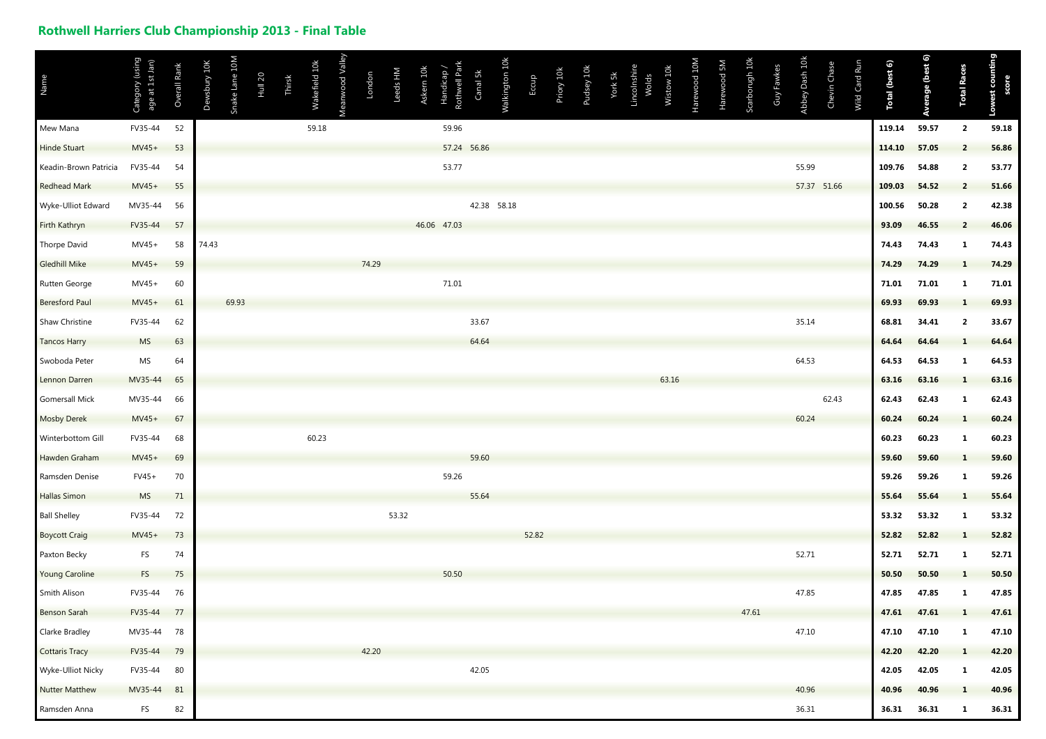## Rothwell Harriers Club Championship 2013 - Final Table

| Name | Category (using age at 1st Jan) | Overall Rank | Dewsbury 10K | Snake Lane 10M | Hull 20 | Thirsk | Wakefield 10k | Meanwood Valley | London | Leeds HM | Askern 10k | Handicap / Rothwell Park | Canal 5k | Walkington 10k | Eccup | Priory 10k | Pudsey 10k | York 5k | Lincolnshire Wolds | Wistow 10k | Harewood 10M | Harewood 5M | Scarborough 10k | Guy Fawkes | Abbey Dash 10k | Chevin Chase | Wild Card Run | Total (best 6) | Average (best 6) | Total Races | Lowest counting score |
|---|---|---|---|---|---|---|---|---|---|---|---|---|---|---|---|---|---|---|---|---|---|---|---|---|---|---|---|---|---|---|---|
| Mew Mana | FV35-44 | 52 | | | | | 59.18 | | | | | 59.96 | | | | | | | | | | | | | | | | 119.14 | 59.57 | 2 | 59.18 |
| Hinde Stuart | MV45+ | 53 | | | | | | | | | | 57.24 | 56.86 | | | | | | | | | | | | | | | 114.10 | 57.05 | 2 | 56.86 |
| Keadin-Brown Patricia | FV35-44 | 54 | | | | | | | | | | 53.77 | | | | | | | | | | | | | 55.99 | | | 109.76 | 54.88 | 2 | 53.77 |
| Redhead Mark | MV45+ | 55 | | | | | | | | | | | | | | | | | | | | | | | 57.37 | 51.66 | | 109.03 | 54.52 | 2 | 51.66 |
| Wyke-Ulliot Edward | MV35-44 | 56 | | | | | | | | | | | 42.38 | 58.18 | | | | | | | | | | | | | | 100.56 | 50.28 | 2 | 42.38 |
| Firth Kathryn | FV35-44 | 57 | | | | | | | | | 46.06 | 47.03 | | | | | | | | | | | | | | | | 93.09 | 46.55 | 2 | 46.06 |
| Thorpe David | MV45+ | 58 | 74.43 | | | | | | | | | | | | | | | | | | | | | | | | | 74.43 | 74.43 | 1 | 74.43 |
| Gledhill Mike | MV45+ | 59 | | | | | | | 74.29 | | | | | | | | | | | | | | | | | | | 74.29 | 74.29 | 1 | 74.29 |
| Rutten George | MV45+ | 60 | | | | | | | | | | 71.01 | | | | | | | | | | | | | | | | 71.01 | 71.01 | 1 | 71.01 |
| Beresford Paul | MV45+ | 61 | | 69.93 | | | | | | | | | | | | | | | | | | | | | | | | 69.93 | 69.93 | 1 | 69.93 |
| Shaw Christine | FV35-44 | 62 | | | | | | | | | | | 33.67 | | | | | | | | | | | | 35.14 | | | 68.81 | 34.41 | 2 | 33.67 |
| Tancos Harry | MS | 63 | | | | | | | | | | | 64.64 | | | | | | | | | | | | | | | 64.64 | 64.64 | 1 | 64.64 |
| Swoboda Peter | MS | 64 | | | | | | | | | | | | | | | | | | | | | | | 64.53 | | | 64.53 | 64.53 | 1 | 64.53 |
| Lennon Darren | MV35-44 | 65 | | | | | | | | | | | | | | | | | | 63.16 | | | | | | | | 63.16 | 63.16 | 1 | 63.16 |
| Gomersall Mick | MV35-44 | 66 | | | | | | | | | | | | | | | | | | | | | | | | 62.43 | | 62.43 | 62.43 | 1 | 62.43 |
| Mosby Derek | MV45+ | 67 | | | | | | | | | | | | | | | | | | | | | | | 60.24 | | | 60.24 | 60.24 | 1 | 60.24 |
| Winterbottom Gill | FV35-44 | 68 | | | | | 60.23 | | | | | | | | | | | | | | | | | | | | | 60.23 | 60.23 | 1 | 60.23 |
| Hawden Graham | MV45+ | 69 | | | | | | | | | | | 59.60 | | | | | | | | | | | | | | | 59.60 | 59.60 | 1 | 59.60 |
| Ramsden Denise | FV45+ | 70 | | | | | | | | | | 59.26 | | | | | | | | | | | | | | | | 59.26 | 59.26 | 1 | 59.26 |
| Hallas Simon | MS | 71 | | | | | | | | | | | 55.64 | | | | | | | | | | | | | | | 55.64 | 55.64 | 1 | 55.64 |
| Ball Shelley | FV35-44 | 72 | | | | | | | | 53.32 | | | | | | | | | | | | | | | | | | 53.32 | 53.32 | 1 | 53.32 |
| Boycott Craig | MV45+ | 73 | | | | | | | | | | | | | 52.82 | | | | | | | | | | | | | 52.82 | 52.82 | 1 | 52.82 |
| Paxton Becky | FS | 74 | | | | | | | | | | | | | | | | | | | | | | | 52.71 | | | 52.71 | 52.71 | 1 | 52.71 |
| Young Caroline | FS | 75 | | | | | | | | | | 50.50 | | | | | | | | | | | | | | | | 50.50 | 50.50 | 1 | 50.50 |
| Smith Alison | FV35-44 | 76 | | | | | | | | | | | | | | | | | | | | | | | 47.85 | | | 47.85 | 47.85 | 1 | 47.85 |
| Benson Sarah | FV35-44 | 77 | | | | | | | | | | | | | | | | | | | | | 47.61 | | | | | 47.61 | 47.61 | 1 | 47.61 |
| Clarke Bradley | MV35-44 | 78 | | | | | | | | | | | | | | | | | | | | | | | 47.10 | | | 47.10 | 47.10 | 1 | 47.10 |
| Cottaris Tracy | FV35-44 | 79 | | | | | | | 42.20 | | | | | | | | | | | | | | | | | | | 42.20 | 42.20 | 1 | 42.20 |
| Wyke-Ulliot Nicky | FV35-44 | 80 | | | | | | | | | | | 42.05 | | | | | | | | | | | | | | | 42.05 | 42.05 | 1 | 42.05 |
| Nutter Matthew | MV35-44 | 81 | | | | | | | | | | | | | | | | | | | | | | | 40.96 | | | 40.96 | 40.96 | 1 | 40.96 |
| Ramsden Anna | FS | 82 | | | | | | | | | | | | | | | | | | | | | | | 36.31 | | | 36.31 | 36.31 | 1 | 36.31 |